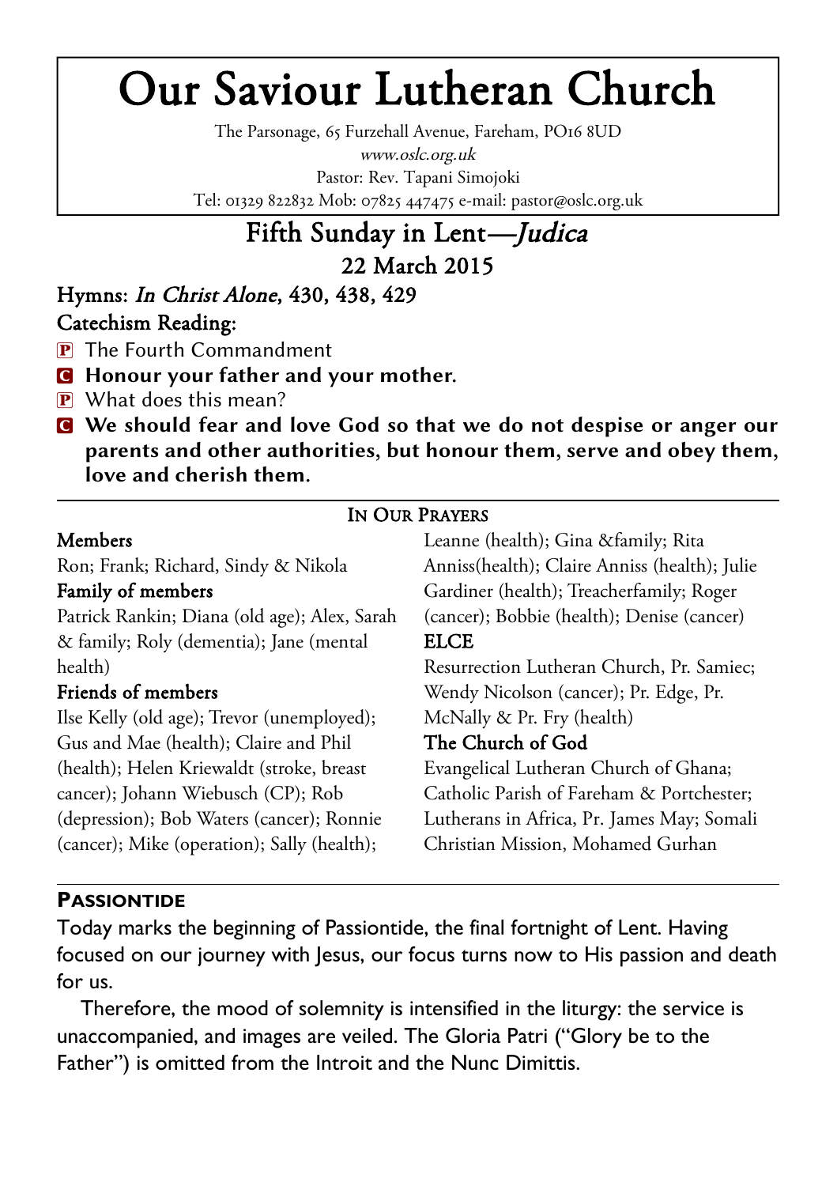# Our Saviour Lutheran Church

The Parsonage, 65 Furzehall Avenue, Fareham, PO16 8UD

*www.oslc.org.uk*

Pastor: Rev. Tapani Simojoki

Tel: 01329 822832 Mob: 07825 447475 e-mail: pastor@oslc.org.uk

## Fifth Sunday in Lent—*Judica*

## 22 March 2015

### Hymns: *In Christ Alone*, 430, 438, 429

### Catechism Reading:

P The Fourth Commandment

C **Honour your father and your mother.**

P What does this mean?

C **We should fear and love God so that we do not despise or anger our parents and other authorities, but honour them, serve and obey them, love and cherish them.**

---

### In Our Prayers

**Members**

Ron; Frank; Richard, Sindy & Nikola

**Family of members**

Patrick Rankin; Diana (old age); Alex, Sarah & family; Roly (dementia); Jane (mental health)

**Friends of members**

Ilse Kelly (old age); Trevor (unemployed); Gus and Mae (health); Claire and Phil (health); Helen Kriewaldt (stroke, breast cancer); Johann Wiebusch (CP); Rob (depression); Bob Waters (cancer); Ronnie (cancer); Mike (operation); Sally (health); Leanne (health); Gina &family; Rita Anniss(health); Claire Anniss (health); Julie Gardiner (health); Teacherfamily; Roger (cancer); Bobbie (health); Denise (cancer)

**ELCE**

Resurrection Lutheran Church, Pr. Samiec; Wendy Nicolson (cancer); Pr. Edge, Pr. McNally & Pr. Fry (health)

**The Church of God**

Evangelical Lutheran Church of Ghana; Catholic Parish of Fareham & Portchester; Lutherans in Africa, Pr. James May; Somali Christian Mission, Mohamed Gurhan

---

### Passiontide

Today marks the beginning of Passiontide, the final fortnight of Lent. Having focused on our journey with Jesus, our focus turns now to His passion and death for us.

Therefore, the mood of solemnity is intensified in the liturgy: the service is unaccompanied, and images are veiled. The Gloria Patri ("Glory be to the Father") is omitted from the Introit and the Nunc Dimittis.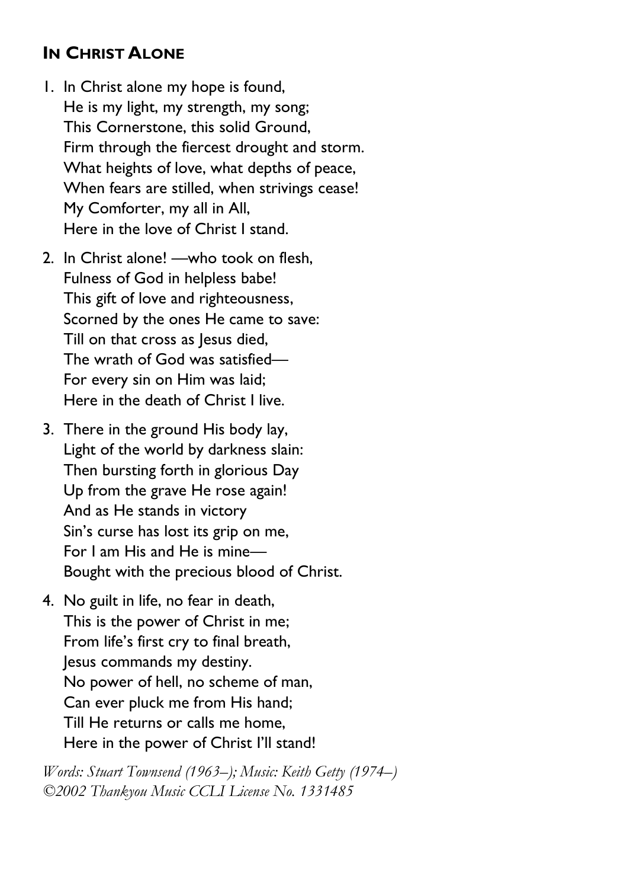## IN CHRIST ALONE

1. In Christ alone my hope is found,
   He is my light, my strength, my song;
   This Cornerstone, this solid Ground,
   Firm through the fiercest drought and storm.
   What heights of love, what depths of peace,
   When fears are stilled, when strivings cease!
   My Comforter, my all in All,
   Here in the love of Christ I stand.

2. In Christ alone! —who took on flesh,
   Fulness of God in helpless babe!
   This gift of love and righteousness,
   Scorned by the ones He came to save:
   Till on that cross as Jesus died,
   The wrath of God was satisfied—
   For every sin on Him was laid;
   Here in the death of Christ I live.

3. There in the ground His body lay,
   Light of the world by darkness slain:
   Then bursting forth in glorious Day
   Up from the grave He rose again!
   And as He stands in victory
   Sin's curse has lost its grip on me,
   For I am His and He is mine—
   Bought with the precious blood of Christ.

4. No guilt in life, no fear in death,
   This is the power of Christ in me;
   From life's first cry to final breath,
   Jesus commands my destiny.
   No power of hell, no scheme of man,
   Can ever pluck me from His hand;
   Till He returns or calls me home,
   Here in the power of Christ I'll stand!

*Words: Stuart Townsend (1963–); Music: Keith Getty (1974–)*
*©2002 Thankyou Music CCLI License No. 1331485*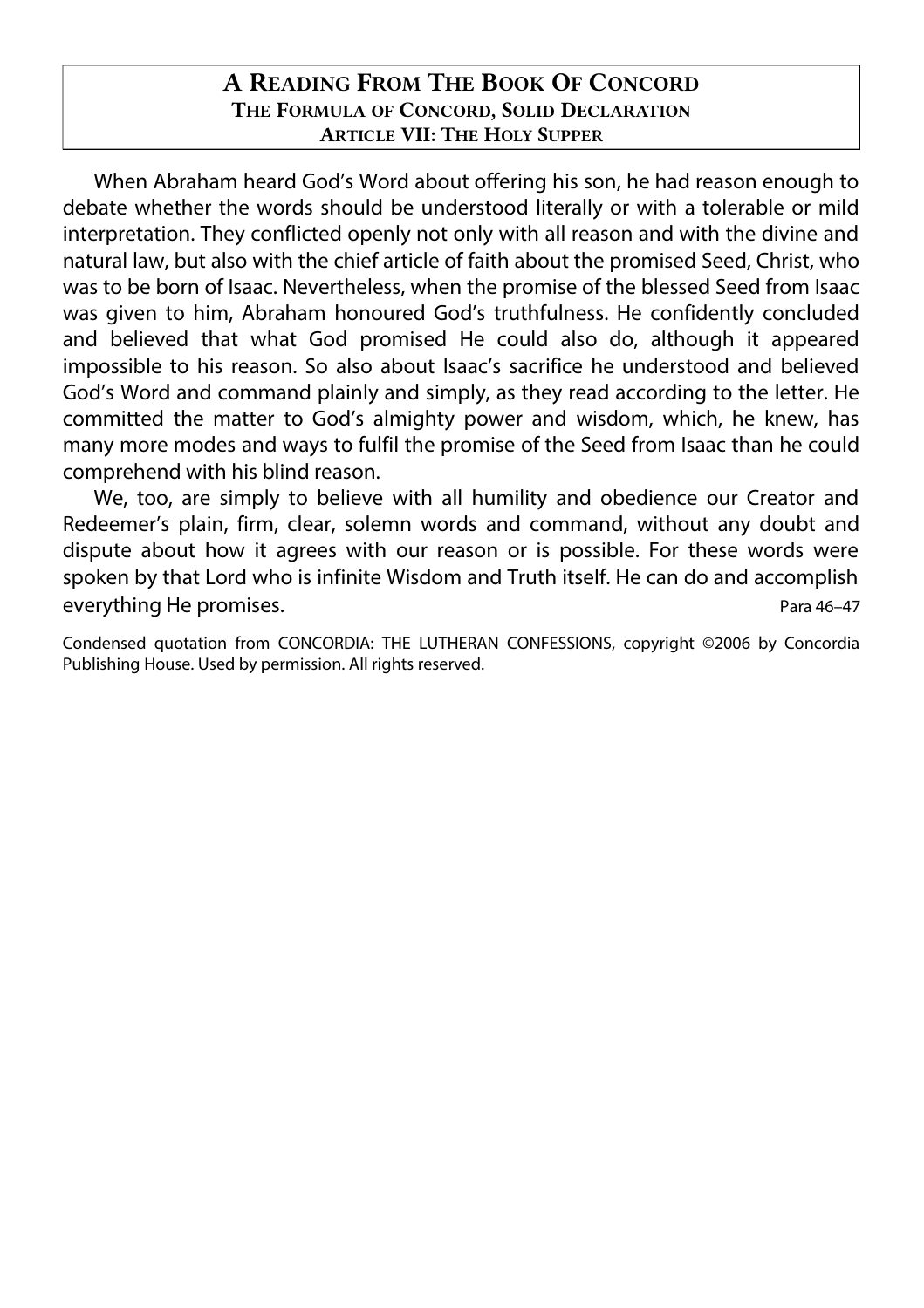## A Reading From The Book Of Concord

### The Formula of Concord, Solid Declaration

### Article VII: The Holy Supper

When Abraham heard God's Word about offering his son, he had reason enough to debate whether the words should be understood literally or with a tolerable or mild interpretation. They conflicted openly not only with all reason and with the divine and natural law, but also with the chief article of faith about the promised Seed, Christ, who was to be born of Isaac. Nevertheless, when the promise of the blessed Seed from Isaac was given to him, Abraham honoured God's truthfulness. He confidently concluded and believed that what God promised He could also do, although it appeared impossible to his reason. So also about Isaac's sacrifice he understood and believed God's Word and command plainly and simply, as they read according to the letter. He committed the matter to God's almighty power and wisdom, which, he knew, has many more modes and ways to fulfil the promise of the Seed from Isaac than he could comprehend with his blind reason.

We, too, are simply to believe with all humility and obedience our Creator and Redeemer's plain, firm, clear, solemn words and command, without any doubt and dispute about how it agrees with our reason or is possible. For these words were spoken by that Lord who is infinite Wisdom and Truth itself. He can do and accomplish everything He promises. Para 46–47

Condensed quotation from CONCORDIA: THE LUTHERAN CONFESSIONS, copyright ©2006 by Concordia Publishing House. Used by permission. All rights reserved.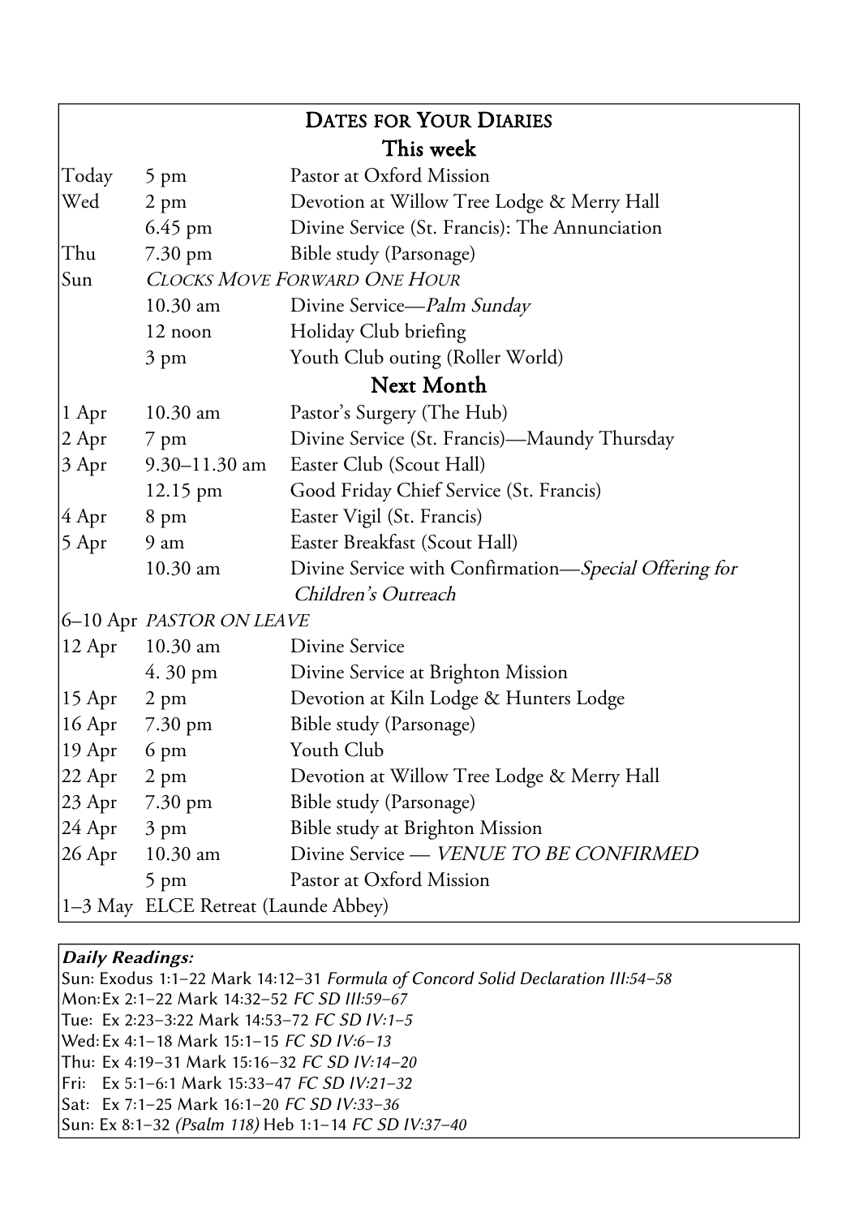## Dates for Your Diaries

### This week

| | | |
|---|---|---|
| Today | 5 pm | Pastor at Oxford Mission |
| Wed | 2 pm | Devotion at Willow Tree Lodge & Merry Hall |
| | 6.45 pm | Divine Service (St. Francis): The Annunciation |
| Thu | 7.30 pm | Bible study (Parsonage) |
| Sun | *Clocks Move Forward One Hour* | |
| | 10.30 am | Divine Service—*Palm Sunday* |
| | 12 noon | Holiday Club briefing |
| | 3 pm | Youth Club outing (Roller World) |

### Next Month

| | | |
|---|---|---|
| 1 Apr | 10.30 am | Pastor's Surgery (The Hub) |
| 2 Apr | 7 pm | Divine Service (St. Francis)—Maundy Thursday |
| 3 Apr | 9.30–11.30 am | Easter Club (Scout Hall) |
| | 12.15 pm | Good Friday Chief Service (St. Francis) |
| 4 Apr | 8 pm | Easter Vigil (St. Francis) |
| 5 Apr | 9 am | Easter Breakfast (Scout Hall) |
| | 10.30 am | Divine Service with Confirmation—*Special Offering for Children's Outreach* |
| 6–10 Apr | *PASTOR ON LEAVE* | |
| 12 Apr | 10.30 am | Divine Service |
| | 4. 30 pm | Divine Service at Brighton Mission |
| 15 Apr | 2 pm | Devotion at Kiln Lodge & Hunters Lodge |
| 16 Apr | 7.30 pm | Bible study (Parsonage) |
| 19 Apr | 6 pm | Youth Club |
| 22 Apr | 2 pm | Devotion at Willow Tree Lodge & Merry Hall |
| 23 Apr | 7.30 pm | Bible study (Parsonage) |
| 24 Apr | 3 pm | Bible study at Brighton Mission |
| 26 Apr | 10.30 am | Divine Service — *VENUE TO BE CONFIRMED* |
| | 5 pm | Pastor at Oxford Mission |
| 1–3 May | ELCE Retreat (Launde Abbey) | |

***Daily Readings:***

Sun: Exodus 1:1–22 Mark 14:12–31 *Formula of Concord Solid Declaration III:54–58*
Mon: Ex 2:1–22 Mark 14:32–52 *FC SD III:59–67*
Tue: Ex 2:23–3:22 Mark 14:53–72 *FC SD IV:1–5*
Wed: Ex 4:1–18 Mark 15:1–15 *FC SD IV:6–13*
Thu: Ex 4:19–31 Mark 15:16–32 *FC SD IV:14–20*
Fri: Ex 5:1–6:1 Mark 15:33–47 *FC SD IV:21–32*
Sat: Ex 7:1–25 Mark 16:1–20 *FC SD IV:33–36*
Sun: Ex 8:1–32 *(Psalm 118)* Heb 1:1–14 *FC SD IV:37–40*